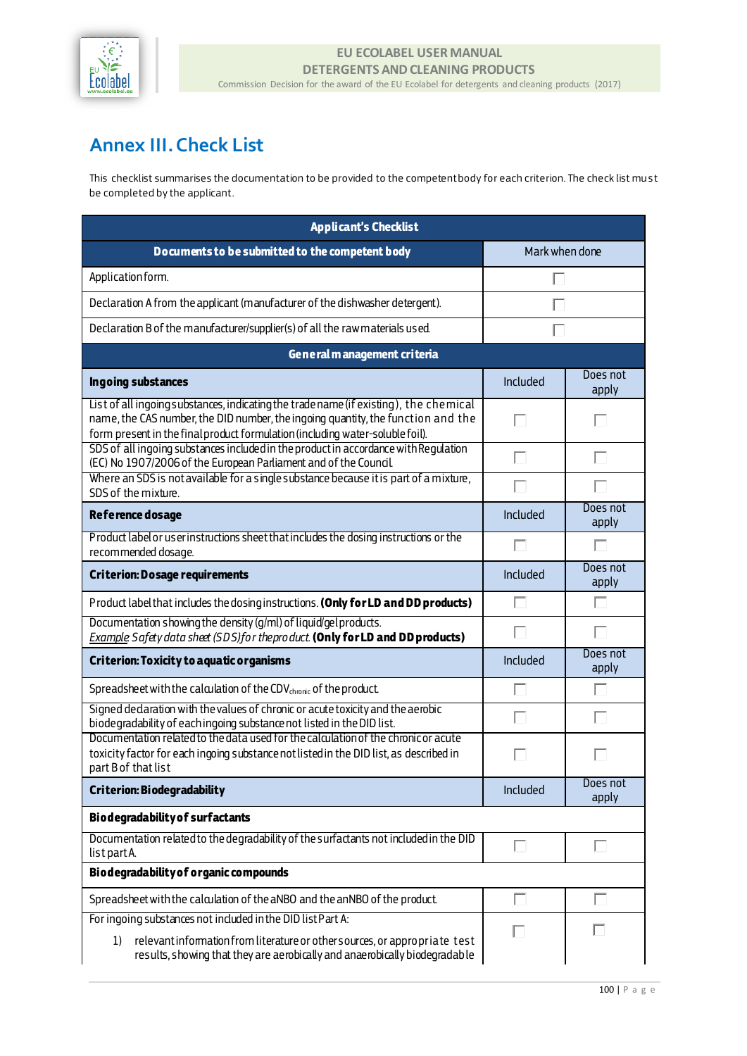## Annex III. Check List

This checklist summarises the documentation to be provided to the competent body for each criterion. The check list must be completed by the applicant.

| Applicant's Checklist | | |
|---|---|---|
| **Documents to be submitted to the competent body** | Mark when done | |
| Application form. | ☐ | |
| Declaration A from the applicant (manufacturer of the dishwasher detergent). | ☐ | |
| Declaration B of the manufacturer/supplier(s) of all the raw materials used. | ☐ | |
| **General management criteria** | | |
| **Ingoing substances** | Included | Does not apply |
| List of all ingoing substances, indicating the trade name (if existing), the chemical name, the CAS number, the DID number, the ingoing quantity, the function and the form present in the final product formulation (including water-soluble foil). | ☐ | ☐ |
| SDS of all ingoing substances included in the product in accordance with Regulation (EC) No 1907/2006 of the European Parliament and of the Council. | ☐ | ☐ |
| Where an SDS is not available for a single substance because it is part of a mixture, SDS of the mixture. | ☐ | ☐ |
| **Reference dosage** | Included | Does not apply |
| Product label or user instructions sheet that includes the dosing instructions or the recommended dosage. | ☐ | ☐ |
| **Criterion: Dosage requirements** | Included | Does not apply |
| Product label that includes the dosing instructions. **(Only for LD and DD products)** | ☐ | ☐ |
| Documentation showing the density (g/ml) of liquid/gel products. <u>*Example*</u> *Safety data sheet (SDS) for the product.* **(Only for LD and DD products)** | ☐ | ☐ |
| **Criterion: Toxicity to aquatic organisms** | Included | Does not apply |
| Spreadsheet with the calculation of the $CDV_{chronic}$ of the product. | ☐ | ☐ |
| Signed declaration with the values of chronic or acute toxicity and the aerobic biodegradability of each ingoing substance not listed in the DID list. | ☐ | ☐ |
| Documentation related to the data used for the calculation of the chronic or acute toxicity factor for each ingoing substance not listed in the DID list, as described in part B of that list | ☐ | ☐ |
| **Criterion: Biodegradability** | Included | Does not apply |
| **Biodegradability of surfactants** | | |
| Documentation related to the degradability of the surfactants not included in the DID list part A. | ☐ | ☐ |
| **Biodegradability of organic compounds** | | |
| Spreadsheet with the calculation of the aNBO and the anNBO of the product. | ☐ | ☐ |
| For ingoing substances not included in the DID list Part A:<br>1) relevant information from literature or other sources, or appropriate test results, showing that they are aerobically and anaerobically biodegradable | ☐ | ☐ |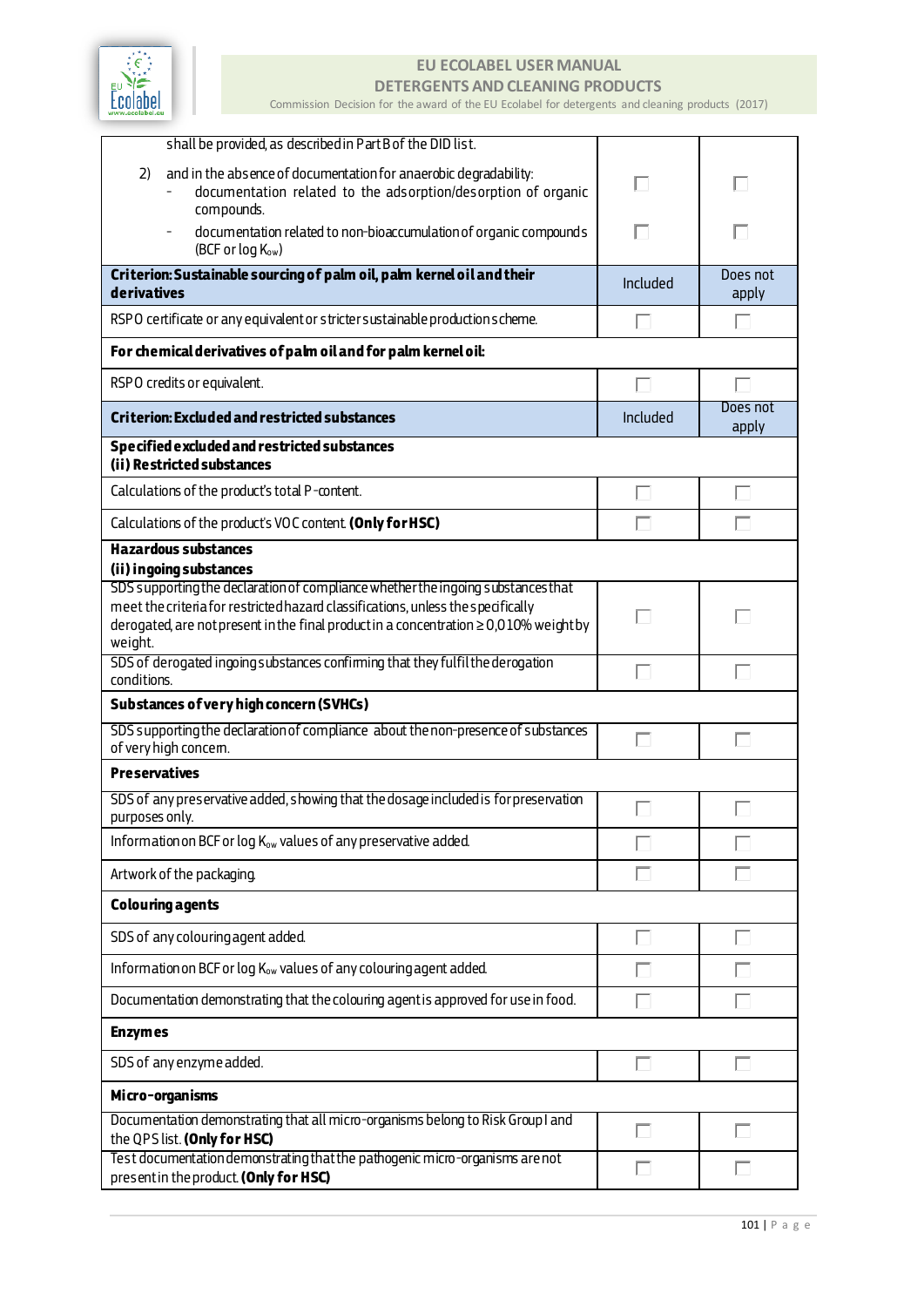| | | |
|---|---|---|
| shall be provided, as described in Part B of the DID list. | | |
| 2) and in the absence of documentation for anaerobic degradability:<br>- documentation related to the adsorption/desorption of organic compounds. | ☐ | ☐ |
| - documentation related to non-bioaccumulation of organic compounds (BCF or log $K_{ow}$) | ☐ | ☐ |
| **Criterion: Sustainable sourcing of palm oil, palm kernel oil and their derivatives** | Included | Does not apply |
| RSPO certificate or any equivalent or stricter sustainable production scheme. | ☐ | ☐ |
| **For chemical derivatives of palm oil and for palm kernel oil:** | | |
| RSPO credits or equivalent. | ☐ | ☐ |
| **Criterion: Excluded and restricted substances** | Included | Does not apply |
| **Specified excluded and restricted substances**<br>**(ii) Restricted substances** | | |
| Calculations of the product's total P-content. | ☐ | ☐ |
| Calculations of the product's VOC content. **(Only for HSC)** | ☐ | ☐ |
| **Hazardous substances**<br>**(ii) ingoing substances** | | |
| SDS supporting the declaration of compliance whether the ingoing substances that meet the criteria for restricted hazard classifications, unless the specifically derogated, are not present in the final product in a concentration ≥ 0,010% weight by weight. | ☐ | ☐ |
| SDS of derogated ingoing substances confirming that they fulfil the derogation conditions. | ☐ | ☐ |
| **Substances of very high concern (SVHCs)** | | |
| SDS supporting the declaration of compliance about the non-presence of substances of very high concern. | ☐ | ☐ |
| **Preservatives** | | |
| SDS of any preservative added, showing that the dosage included is for preservation purposes only. | ☐ | ☐ |
| Information on BCF or log $K_{ow}$ values of any preservative added. | ☐ | ☐ |
| Artwork of the packaging. | ☐ | ☐ |
| **Colouring agents** | | |
| SDS of any colouring agent added. | ☐ | ☐ |
| Information on BCF or log $K_{ow}$ values of any colouring agent added. | ☐ | ☐ |
| Documentation demonstrating that the colouring agent is approved for use in food. | ☐ | ☐ |
| **Enzymes** | | |
| SDS of any enzyme added. | ☐ | ☐ |
| **Micro-organisms** | | |
| Documentation demonstrating that all micro-organisms belong to Risk Group I and the QPS list. **(Only for HSC)** | ☐ | ☐ |
| Test documentation demonstrating that the pathogenic micro-organisms are not present in the product. **(Only for HSC)** | ☐ | ☐ |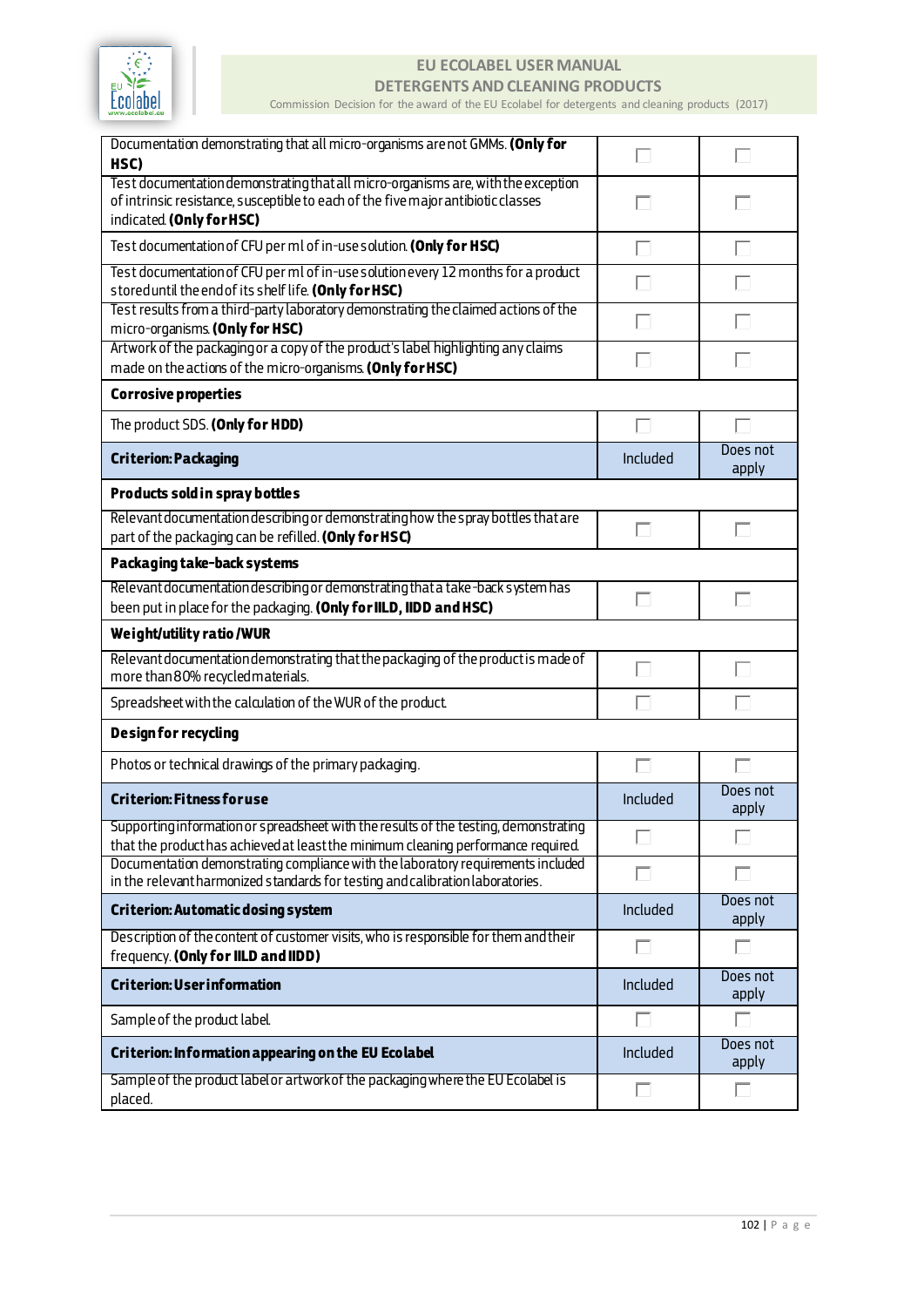| | | |
|---|---|---|
| Documentation demonstrating that all micro-organisms are not GMMs. **(Only for HSC)** | ☐ | ☐ |
| Test documentation demonstrating that all micro-organisms are, with the exception of intrinsic resistance, susceptible to each of the five major antibiotic classes indicated. **(Only for HSC)** | ☐ | ☐ |
| Test documentation of CFU per ml of in-use solution. **(Only for HSC)** | ☐ | ☐ |
| Test documentation of CFU per ml of in-use solution every 12 months for a product stored until the end of its shelf life. **(Only for HSC)** | ☐ | ☐ |
| Test results from a third-party laboratory demonstrating the claimed actions of the micro-organisms. **(Only for HSC)** | ☐ | ☐ |
| Artwork of the packaging or a copy of the product's label highlighting any claims made on the actions of the micro-organisms. **(Only for HSC)** | ☐ | ☐ |
| **Corrosive properties** | | |
| The product SDS. **(Only for HDD)** | ☐ | ☐ |
| **Criterion: Packaging** | Included | Does not apply |
| **Products sold in spray bottles** | | |
| Relevant documentation describing or demonstrating how the spray bottles that are part of the packaging can be refilled. **(Only for HSC)** | ☐ | ☐ |
| **Packaging take-back systems** | | |
| Relevant documentation describing or demonstrating that a take-back system has been put in place for the packaging. **(Only for IILD, IIDD and HSC)** | ☐ | ☐ |
| **Weight/utility ratio /WUR** | | |
| Relevant documentation demonstrating that the packaging of the product is made of more than 80% recycled materials. | ☐ | ☐ |
| Spreadsheet with the calculation of the WUR of the product. | ☐ | ☐ |
| **Design for recycling** | | |
| Photos or technical drawings of the primary packaging. | ☐ | ☐ |
| **Criterion: Fitness for use** | Included | Does not apply |
| Supporting information or spreadsheet with the results of the testing, demonstrating that the product has achieved at least the minimum cleaning performance required. | ☐ | ☐ |
| Documentation demonstrating compliance with the laboratory requirements included in the relevant harmonized standards for testing and calibration laboratories. | ☐ | ☐ |
| **Criterion: Automatic dosing system** | Included | Does not apply |
| Description of the content of customer visits, who is responsible for them and their frequency. **(Only for IILD and IIDD)** | ☐ | ☐ |
| **Criterion: User information** | Included | Does not apply |
| Sample of the product label. | ☐ | ☐ |
| **Criterion: Information appearing on the EU Ecolabel** | Included | Does not apply |
| Sample of the product label or artwork of the packaging where the EU Ecolabel is placed. | ☐ | ☐ |